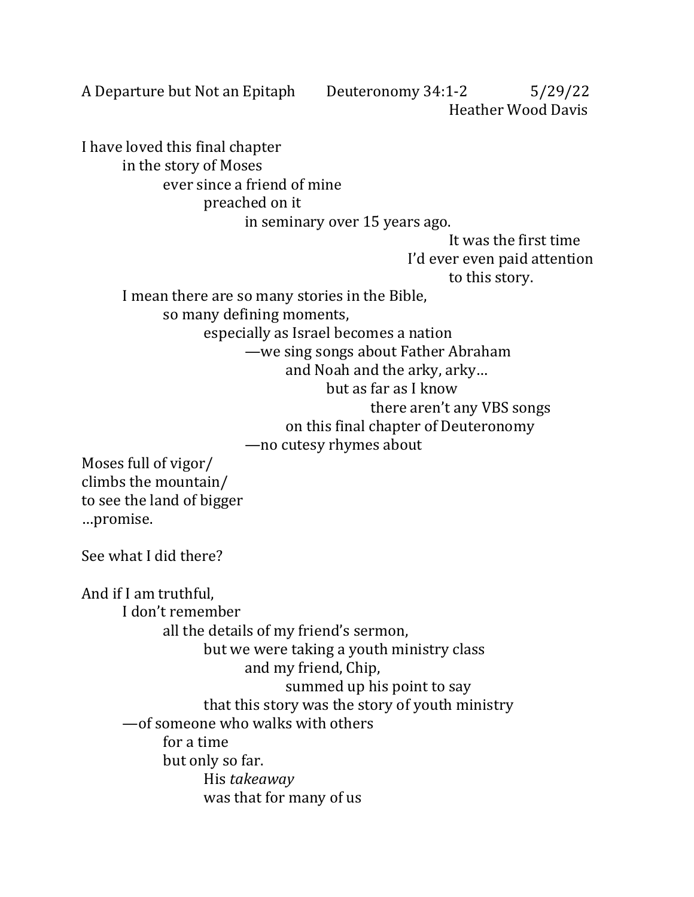A Departure but Not an Epitaph    Deuteronomy 34:1-2    5/29/22

Heather Wood Davis

I have loved this final chapter
in the story of Moses
ever since a friend of mine
preached on it
in seminary over 15 years ago.
It was the first time
I'd ever even paid attention
to this story.
I mean there are so many stories in the Bible,
so many defining moments,
especially as Israel becomes a nation
—we sing songs about Father Abraham
and Noah and the arky, arky…
but as far as I know
there aren't any VBS songs
on this final chapter of Deuteronomy
—no cutesy rhymes about

Moses full of vigor/
climbs the mountain/
to see the land of bigger
…promise.

See what I did there?

And if I am truthful,
I don't remember
all the details of my friend's sermon,
but we were taking a youth ministry class
and my friend, Chip,
summed up his point to say
that this story was the story of youth ministry
—of someone who walks with others
for a time
but only so far.
His *takeaway*
was that for many of us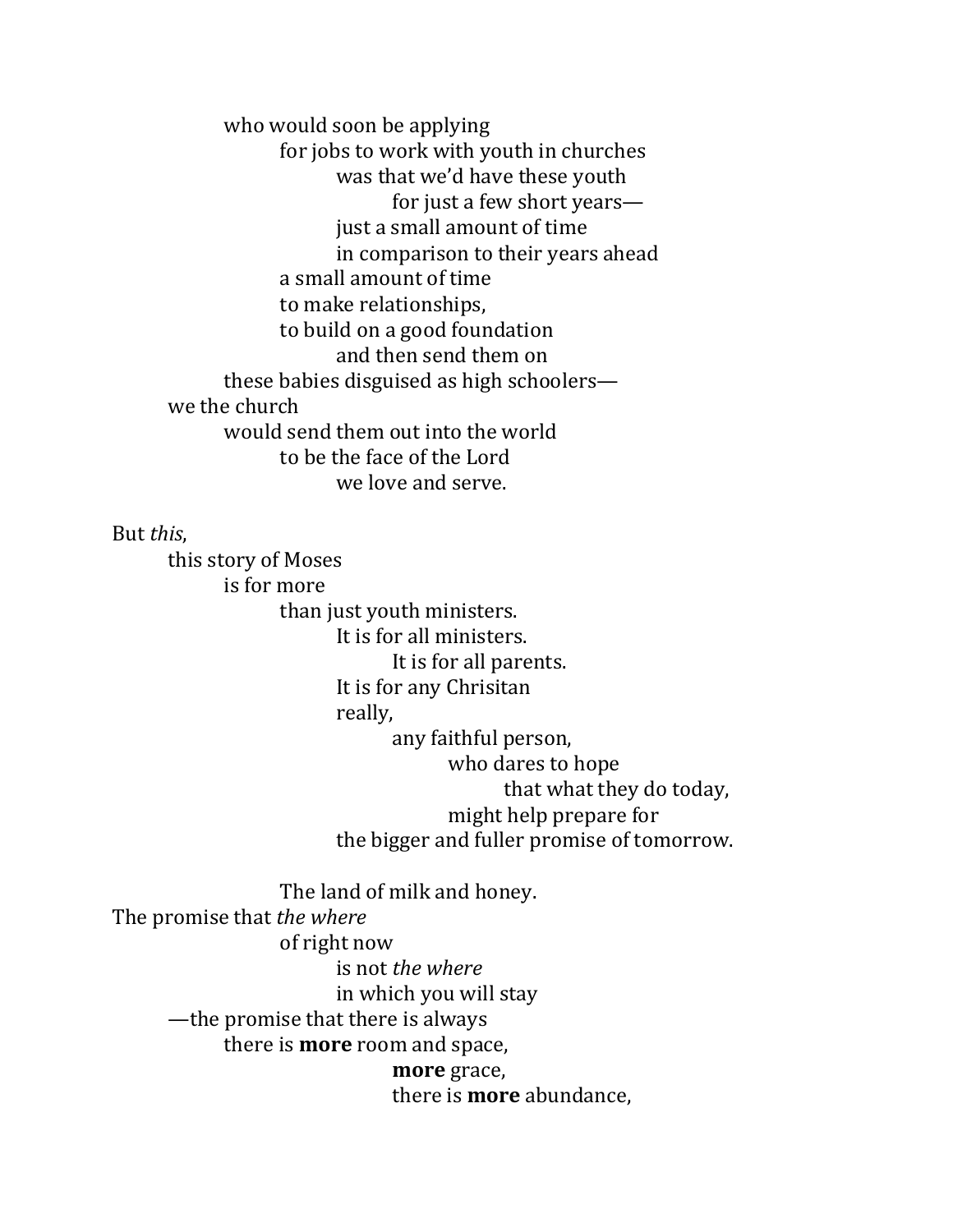who would soon be applying
for jobs to work with youth in churches
was that we'd have these youth
for just a few short years—
just a small amount of time
in comparison to their years ahead
a small amount of time
to make relationships,
to build on a good foundation
and then send them on
these babies disguised as high schoolers—
we the church
would send them out into the world
to be the face of the Lord
we love and serve.

But *this*,
this story of Moses
is for more
than just youth ministers.
It is for all ministers.
It is for all parents.
It is for any Chrisitan
really,
any faithful person,
who dares to hope
that what they do today,
might help prepare for
the bigger and fuller promise of tomorrow.

The land of milk and honey.
The promise that *the where*
of right now
is not *the where*
in which you will stay
—the promise that there is always
there is **more** room and space,
**more** grace,
there is **more** abundance,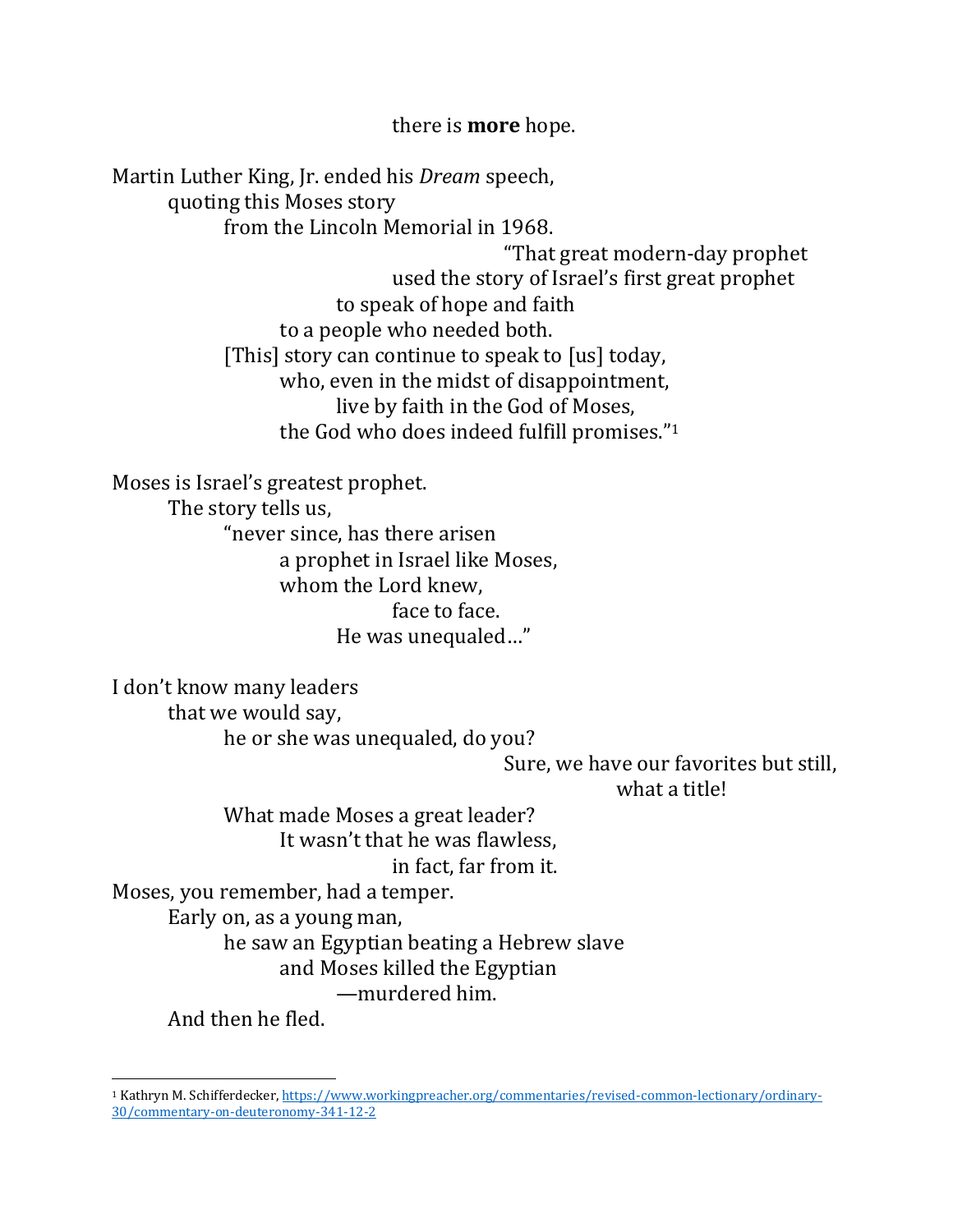there is **more** hope.

Martin Luther King, Jr. ended his *Dream* speech,
quoting this Moses story
from the Lincoln Memorial in 1968.
"That great modern-day prophet
used the story of Israel's first great prophet
to speak of hope and faith
to a people who needed both.
[This] story can continue to speak to [us] today,
who, even in the midst of disappointment,
live by faith in the God of Moses,
the God who does indeed fulfill promises."[1]

Moses is Israel's greatest prophet.
The story tells us,
"never since, has there arisen
a prophet in Israel like Moses,
whom the Lord knew,
face to face.
He was unequaled…"

I don't know many leaders
that we would say,
he or she was unequaled, do you?
Sure, we have our favorites but still,
what a title!
What made Moses a great leader?
It wasn't that he was flawless,
in fact, far from it.
Moses, you remember, had a temper.
Early on, as a young man,
he saw an Egyptian beating a Hebrew slave
and Moses killed the Egyptian
—murdered him.
And then he fled.

---

[1] Kathryn M. Schifferdecker, https://www.workingpreacher.org/commentaries/revised-common-lectionary/ordinary-30/commentary-on-deuteronomy-341-12-2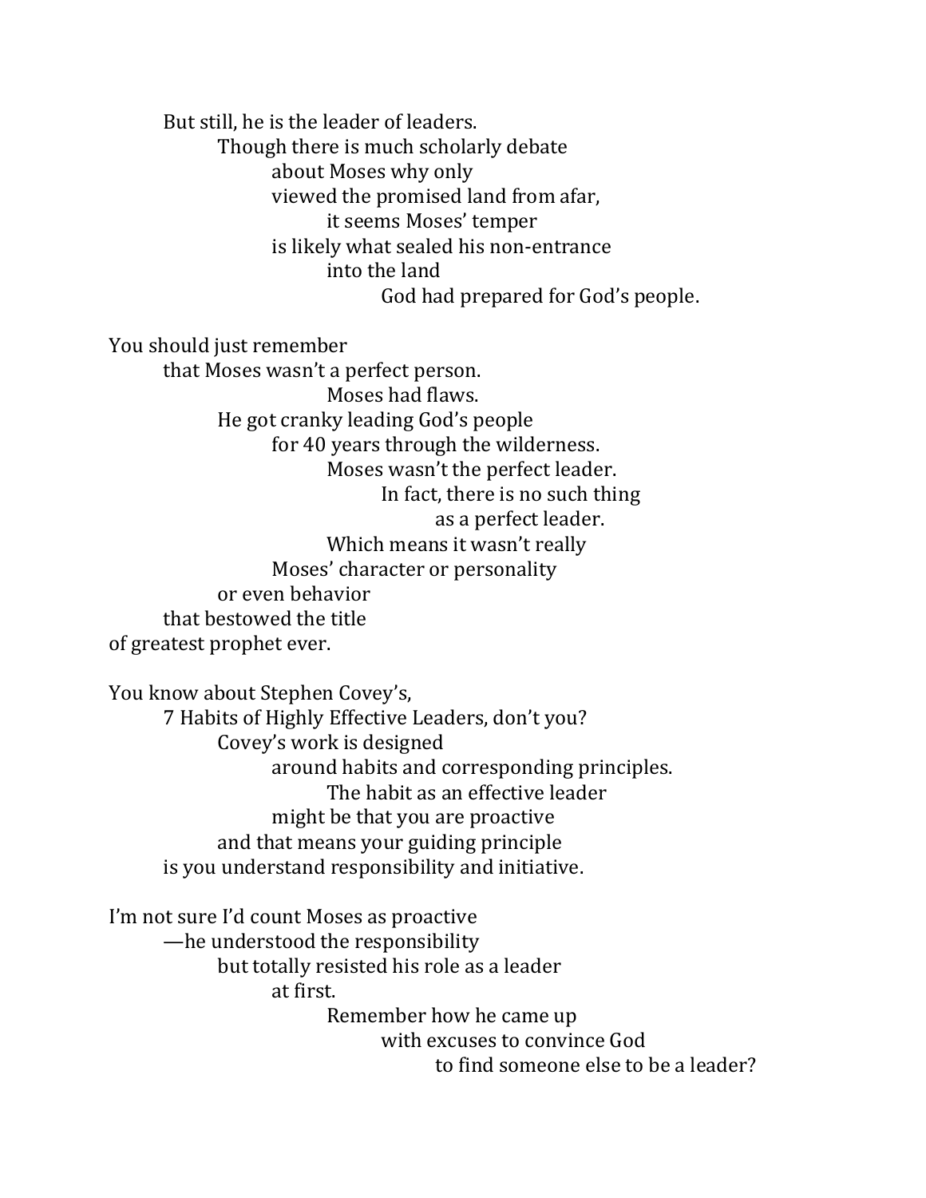But still, he is the leader of leaders.
Though there is much scholarly debate
about Moses why only
viewed the promised land from afar,
it seems Moses' temper
is likely what sealed his non-entrance
into the land
God had prepared for God's people.

You should just remember
that Moses wasn't a perfect person.
Moses had flaws.
He got cranky leading God's people
for 40 years through the wilderness.
Moses wasn't the perfect leader.
In fact, there is no such thing
as a perfect leader.
Which means it wasn't really
Moses' character or personality
or even behavior
that bestowed the title
of greatest prophet ever.

You know about Stephen Covey's,
7 Habits of Highly Effective Leaders, don't you?
Covey's work is designed
around habits and corresponding principles.
The habit as an effective leader
might be that you are proactive
and that means your guiding principle
is you understand responsibility and initiative.

I'm not sure I'd count Moses as proactive
—he understood the responsibility
but totally resisted his role as a leader
at first.
Remember how he came up
with excuses to convince God
to find someone else to be a leader?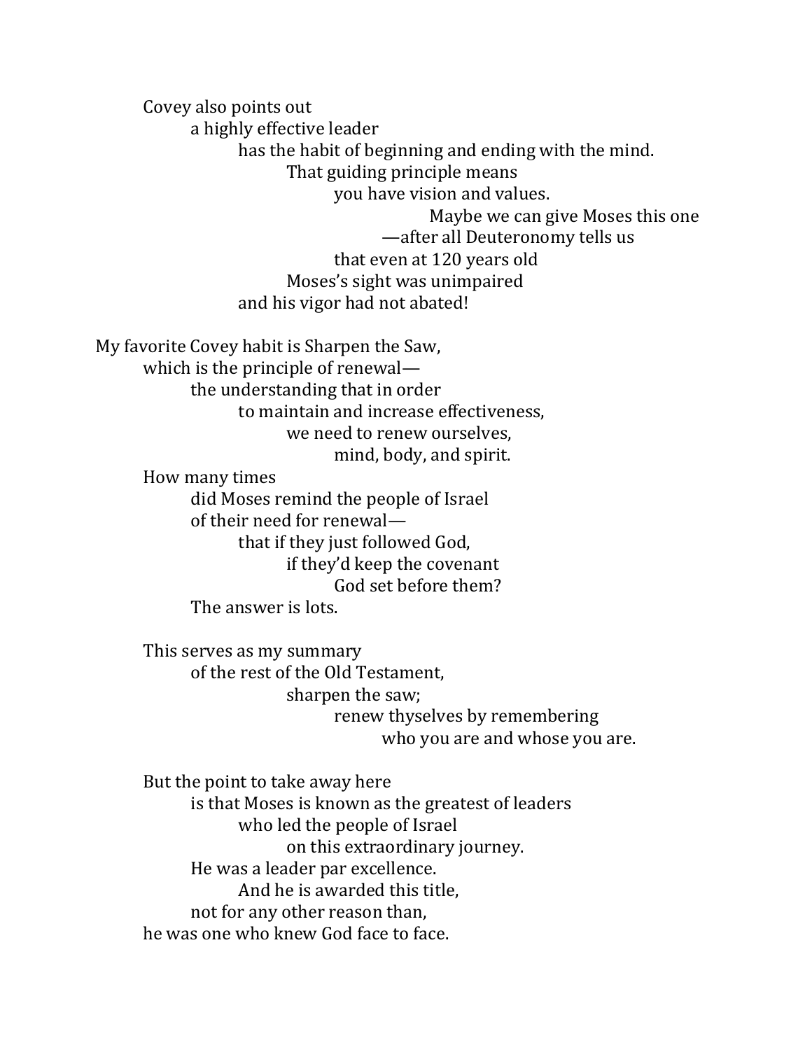Covey also points out
a highly effective leader
has the habit of beginning and ending with the mind.
That guiding principle means
you have vision and values.
Maybe we can give Moses this one
—after all Deuteronomy tells us
that even at 120 years old
Moses's sight was unimpaired
and his vigor had not abated!

My favorite Covey habit is Sharpen the Saw,
which is the principle of renewal—
the understanding that in order
to maintain and increase effectiveness,
we need to renew ourselves,
mind, body, and spirit.
How many times
did Moses remind the people of Israel
of their need for renewal—
that if they just followed God,
if they'd keep the covenant
God set before them?
The answer is lots.

This serves as my summary
of the rest of the Old Testament,
sharpen the saw;
renew thyselves by remembering
who you are and whose you are.

But the point to take away here
is that Moses is known as the greatest of leaders
who led the people of Israel
on this extraordinary journey.
He was a leader par excellence.
And he is awarded this title,
not for any other reason than,
he was one who knew God face to face.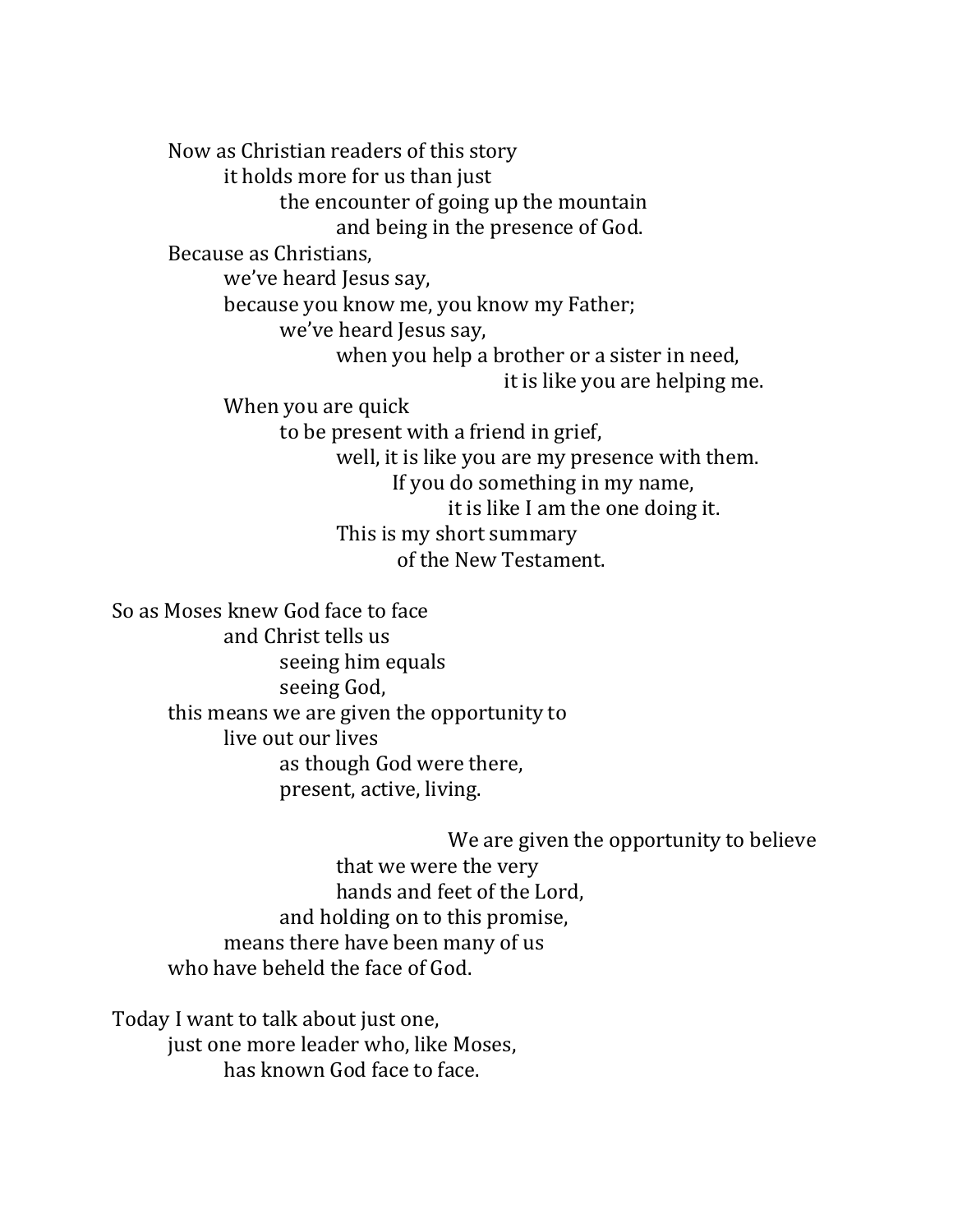Now as Christian readers of this story
it holds more for us than just
the encounter of going up the mountain
and being in the presence of God.
Because as Christians,
we've heard Jesus say,
because you know me, you know my Father;
we've heard Jesus say,
when you help a brother or a sister in need,
it is like you are helping me.
When you are quick
to be present with a friend in grief,
well, it is like you are my presence with them.
If you do something in my name,
it is like I am the one doing it.
This is my short summary
of the New Testament.

So as Moses knew God face to face
and Christ tells us
seeing him equals
seeing God,
this means we are given the opportunity to
live out our lives
as though God were there,
present, active, living.

We are given the opportunity to believe
that we were the very
hands and feet of the Lord,
and holding on to this promise,
means there have been many of us
who have beheld the face of God.

Today I want to talk about just one,
just one more leader who, like Moses,
has known God face to face.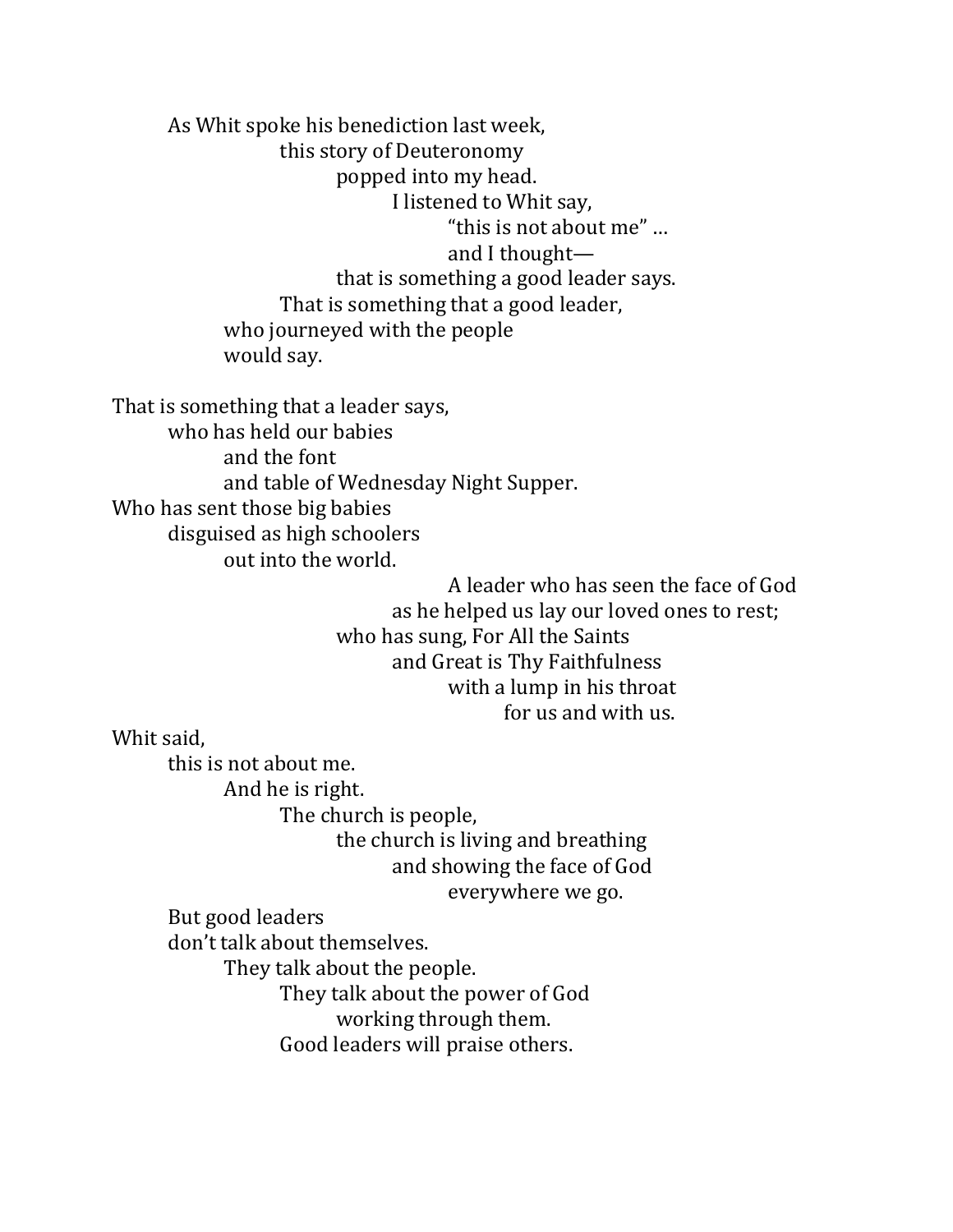As Whit spoke his benediction last week,
this story of Deuteronomy
popped into my head.
I listened to Whit say,
“this is not about me” …
and I thought—
that is something a good leader says.
That is something that a good leader,
who journeyed with the people
would say.

That is something that a leader says,
who has held our babies
and the font
and table of Wednesday Night Supper.
Who has sent those big babies
disguised as high schoolers
out into the world.
A leader who has seen the face of God
as he helped us lay our loved ones to rest;
who has sung, For All the Saints
and Great is Thy Faithfulness
with a lump in his throat
for us and with us.
Whit said,
this is not about me.
And he is right.
The church is people,
the church is living and breathing
and showing the face of God
everywhere we go.
But good leaders
don’t talk about themselves.
They talk about the people.
They talk about the power of God
working through them.
Good leaders will praise others.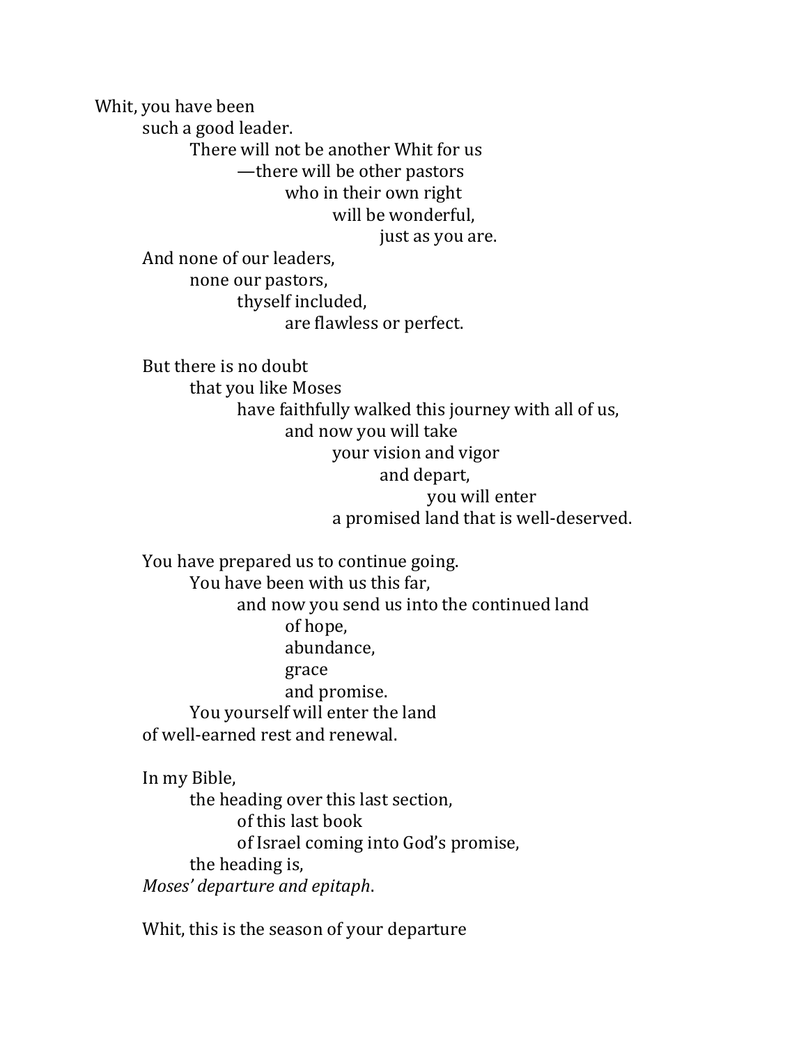Whit, you have been
such a good leader.
There will not be another Whit for us
—there will be other pastors
who in their own right
will be wonderful,
just as you are.
And none of our leaders,
none our pastors,
thyself included,
are flawless or perfect.

But there is no doubt
that you like Moses
have faithfully walked this journey with all of us,
and now you will take
your vision and vigor
and depart,
you will enter
a promised land that is well-deserved.

You have prepared us to continue going.
You have been with us this far,
and now you send us into the continued land
of hope,
abundance,
grace
and promise.
You yourself will enter the land
of well-earned rest and renewal.

In my Bible,
the heading over this last section,
of this last book
of Israel coming into God's promise,
the heading is,
*Moses' departure and epitaph*.

Whit, this is the season of your departure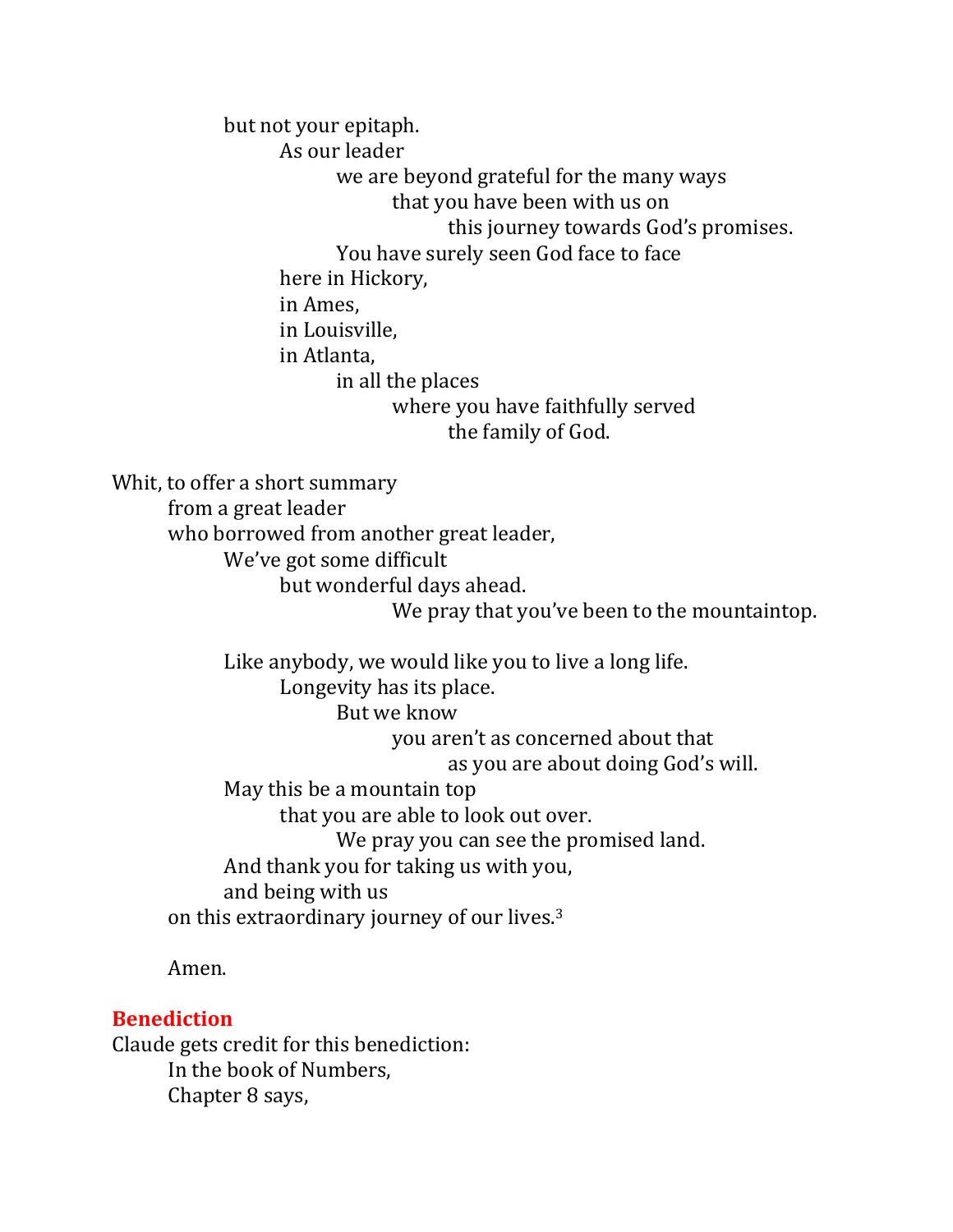but not your epitaph.
As our leader
we are beyond grateful for the many ways
that you have been with us on
this journey towards God's promises.
You have surely seen God face to face
here in Hickory,
in Ames,
in Louisville,
in Atlanta,
in all the places
where you have faithfully served
the family of God.

Whit, to offer a short summary
from a great leader
who borrowed from another great leader,
We've got some difficult
but wonderful days ahead.
We pray that you've been to the mountaintop.

Like anybody, we would like you to live a long life.
Longevity has its place.
But we know
you aren't as concerned about that
as you are about doing God's will.
May this be a mountain top
that you are able to look out over.
We pray you can see the promised land.
And thank you for taking us with you,
and being with us
on this extraordinary journey of our lives.[3]

Amen.

## Benediction

Claude gets credit for this benediction:
In the book of Numbers,
Chapter 8 says,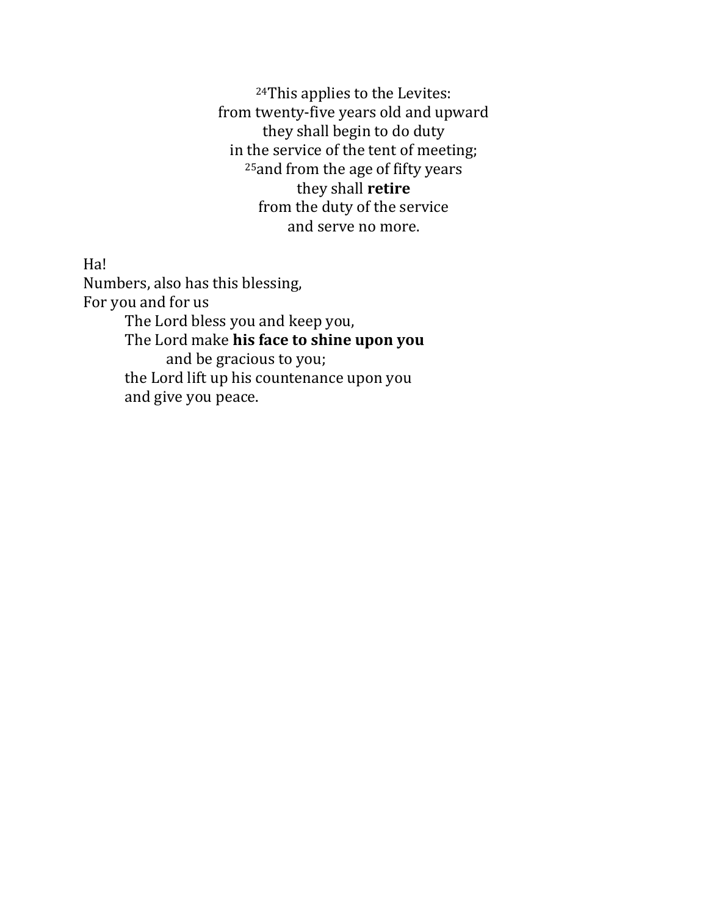[24]This applies to the Levites:
from twenty-five years old and upward
they shall begin to do duty
in the service of the tent of meeting;
[25]and from the age of fifty years
they shall **retire**
from the duty of the service
and serve no more.

Ha!
Numbers, also has this blessing,
For you and for us

> The Lord bless you and keep you,
> The Lord make **his face to shine upon you**
> and be gracious to you;
> the Lord lift up his countenance upon you
> and give you peace.